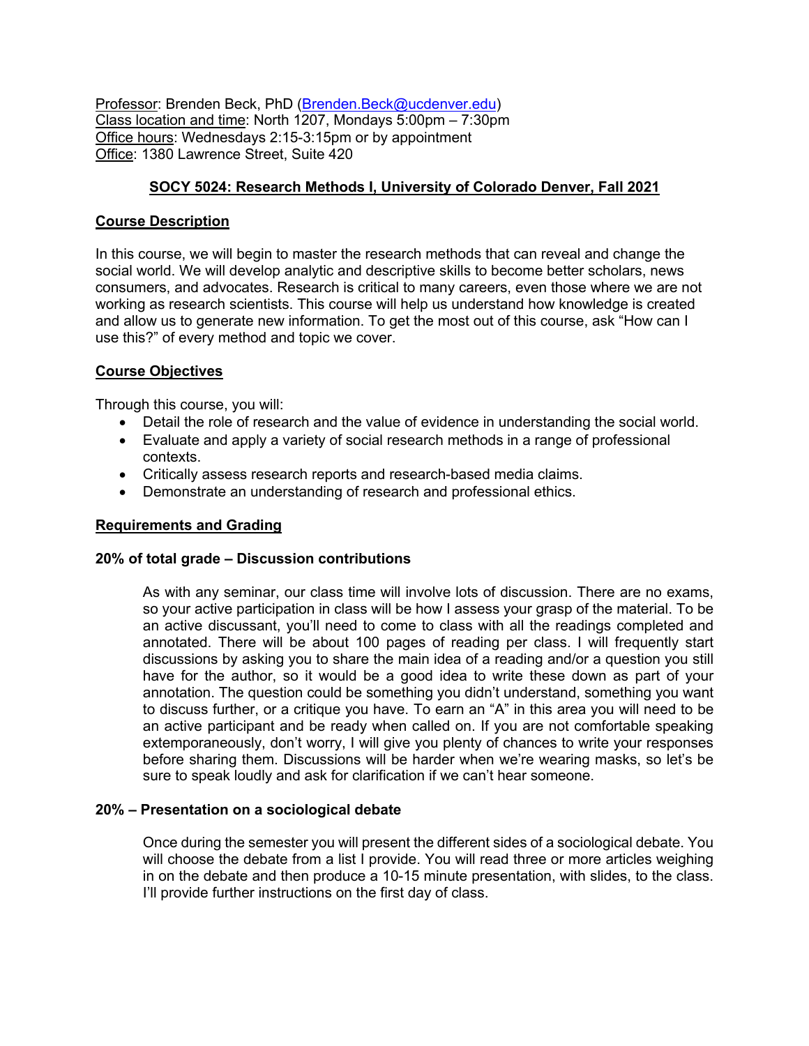Professor: Brenden Beck, PhD (Brenden.Beck@ucdenver.edu)
Class location and time: North 1207, Mondays 5:00pm – 7:30pm
Office hours: Wednesdays 2:15-3:15pm or by appointment
Office: 1380 Lawrence Street, Suite 420

## SOCY 5024: Research Methods I, University of Colorado Denver, Fall 2021

### Course Description

In this course, we will begin to master the research methods that can reveal and change the social world. We will develop analytic and descriptive skills to become better scholars, news consumers, and advocates. Research is critical to many careers, even those where we are not working as research scientists. This course will help us understand how knowledge is created and allow us to generate new information. To get the most out of this course, ask "How can I use this?" of every method and topic we cover.

### Course Objectives

Through this course, you will:

- Detail the role of research and the value of evidence in understanding the social world.
- Evaluate and apply a variety of social research methods in a range of professional contexts.
- Critically assess research reports and research-based media claims.
- Demonstrate an understanding of research and professional ethics.

### Requirements and Grading

**20% of total grade – Discussion contributions**

As with any seminar, our class time will involve lots of discussion. There are no exams, so your active participation in class will be how I assess your grasp of the material. To be an active discussant, you'll need to come to class with all the readings completed and annotated. There will be about 100 pages of reading per class. I will frequently start discussions by asking you to share the main idea of a reading and/or a question you still have for the author, so it would be a good idea to write these down as part of your annotation. The question could be something you didn't understand, something you want to discuss further, or a critique you have. To earn an "A" in this area you will need to be an active participant and be ready when called on. If you are not comfortable speaking extemporaneously, don't worry, I will give you plenty of chances to write your responses before sharing them. Discussions will be harder when we're wearing masks, so let's be sure to speak loudly and ask for clarification if we can't hear someone.

**20% – Presentation on a sociological debate**

Once during the semester you will present the different sides of a sociological debate. You will choose the debate from a list I provide. You will read three or more articles weighing in on the debate and then produce a 10-15 minute presentation, with slides, to the class. I'll provide further instructions on the first day of class.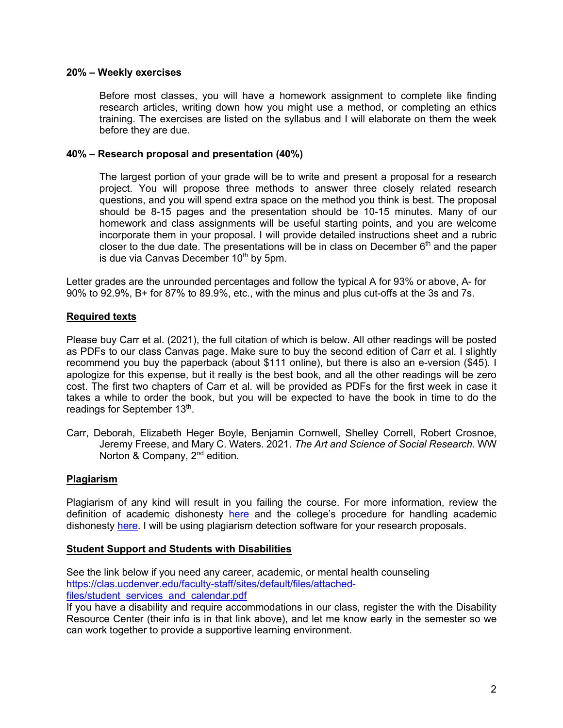**20% – Weekly exercises**

Before most classes, you will have a homework assignment to complete like finding research articles, writing down how you might use a method, or completing an ethics training. The exercises are listed on the syllabus and I will elaborate on them the week before they are due.

**40% – Research proposal and presentation (40%)**

The largest portion of your grade will be to write and present a proposal for a research project. You will propose three methods to answer three closely related research questions, and you will spend extra space on the method you think is best. The proposal should be 8-15 pages and the presentation should be 10-15 minutes. Many of our homework and class assignments will be useful starting points, and you are welcome incorporate them in your proposal. I will provide detailed instructions sheet and a rubric closer to the due date. The presentations will be in class on December 6th and the paper is due via Canvas December 10th by 5pm.

Letter grades are the unrounded percentages and follow the typical A for 93% or above, A- for 90% to 92.9%, B+ for 87% to 89.9%, etc., with the minus and plus cut-offs at the 3s and 7s.

## Required texts

Please buy Carr et al. (2021), the full citation of which is below. All other readings will be posted as PDFs to our class Canvas page. Make sure to buy the second edition of Carr et al. I slightly recommend you buy the paperback (about $111 online), but there is also an e-version ($45). I apologize for this expense, but it really is the best book, and all the other readings will be zero cost. The first two chapters of Carr et al. will be provided as PDFs for the first week in case it takes a while to order the book, but you will be expected to have the book in time to do the readings for September 13th.

Carr, Deborah, Elizabeth Heger Boyle, Benjamin Cornwell, Shelley Correll, Robert Crosnoe, Jeremy Freese, and Mary C. Waters. 2021. *The Art and Science of Social Research*. WW Norton & Company, 2nd edition.

## Plagiarism

Plagiarism of any kind will result in you failing the course. For more information, review the definition of academic dishonesty here and the college's procedure for handling academic dishonesty here. I will be using plagiarism detection software for your research proposals.

## Student Support and Students with Disabilities

See the link below if you need any career, academic, or mental health counseling
https://clas.ucdenver.edu/faculty-staff/sites/default/files/attached-files/student_services_and_calendar.pdf
If you have a disability and require accommodations in our class, register the with the Disability Resource Center (their info is in that link above), and let me know early in the semester so we can work together to provide a supportive learning environment.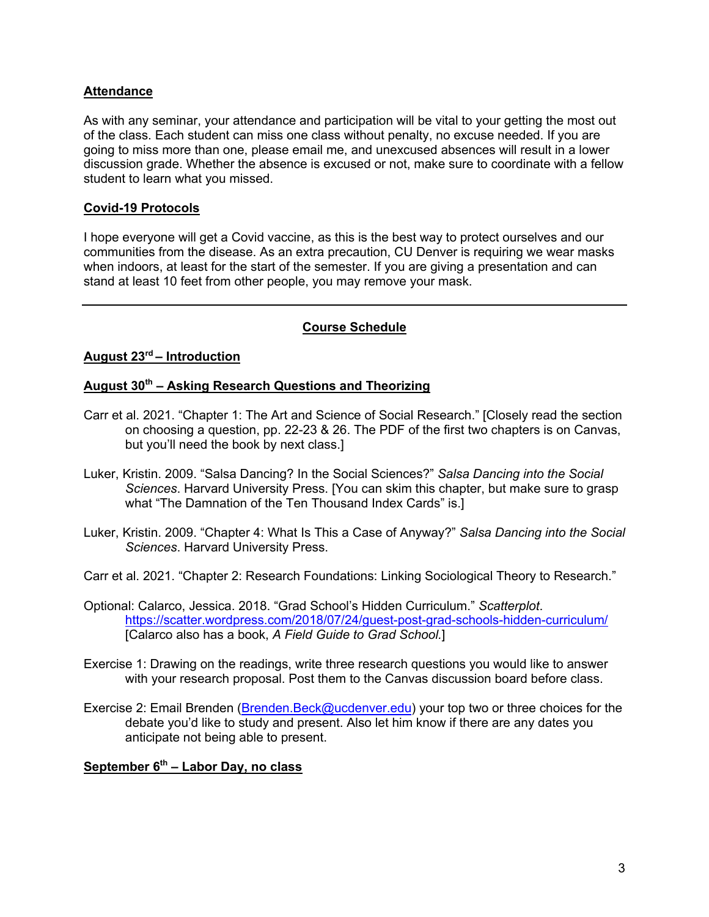## Attendance

As with any seminar, your attendance and participation will be vital to your getting the most out of the class. Each student can miss one class without penalty, no excuse needed. If you are going to miss more than one, please email me, and unexcused absences will result in a lower discussion grade. Whether the absence is excused or not, make sure to coordinate with a fellow student to learn what you missed.

## Covid-19 Protocols

I hope everyone will get a Covid vaccine, as this is the best way to protect ourselves and our communities from the disease. As an extra precaution, CU Denver is requiring we wear masks when indoors, at least for the start of the semester. If you are giving a presentation and can stand at least 10 feet from other people, you may remove your mask.

---

## Course Schedule

### August 23rd – Introduction

### August 30th – Asking Research Questions and Theorizing

Carr et al. 2021. "Chapter 1: The Art and Science of Social Research." [Closely read the section on choosing a question, pp. 22-23 & 26. The PDF of the first two chapters is on Canvas, but you'll need the book by next class.]

Luker, Kristin. 2009. "Salsa Dancing? In the Social Sciences?" *Salsa Dancing into the Social Sciences*. Harvard University Press. [You can skim this chapter, but make sure to grasp what "The Damnation of the Ten Thousand Index Cards" is.]

Luker, Kristin. 2009. "Chapter 4: What Is This a Case of Anyway?" *Salsa Dancing into the Social Sciences*. Harvard University Press.

Carr et al. 2021. "Chapter 2: Research Foundations: Linking Sociological Theory to Research."

Optional: Calarco, Jessica. 2018. "Grad School's Hidden Curriculum." *Scatterplot*. https://scatter.wordpress.com/2018/07/24/guest-post-grad-schools-hidden-curriculum/ [Calarco also has a book, *A Field Guide to Grad School*.]

Exercise 1: Drawing on the readings, write three research questions you would like to answer with your research proposal. Post them to the Canvas discussion board before class.

Exercise 2: Email Brenden (Brenden.Beck@ucdenver.edu) your top two or three choices for the debate you'd like to study and present. Also let him know if there are any dates you anticipate not being able to present.

### September 6th – Labor Day, no class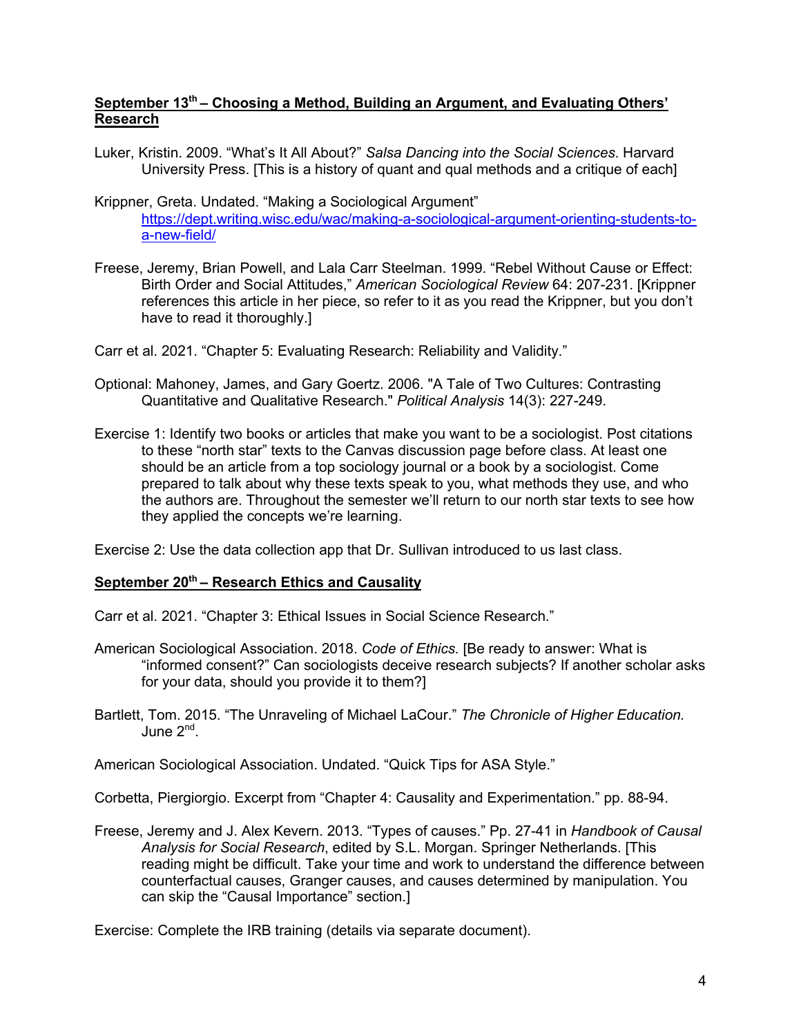**September 13th – Choosing a Method, Building an Argument, and Evaluating Others' Research**

Luker, Kristin. 2009. "What's It All About?" *Salsa Dancing into the Social Sciences*. Harvard University Press. [This is a history of quant and qual methods and a critique of each]

Krippner, Greta. Undated. "Making a Sociological Argument" [https://dept.writing.wisc.edu/wac/making-a-sociological-argument-orienting-students-to-a-new-field/](https://dept.writing.wisc.edu/wac/making-a-sociological-argument-orienting-students-to-a-new-field/)

Freese, Jeremy, Brian Powell, and Lala Carr Steelman. 1999. "Rebel Without Cause or Effect: Birth Order and Social Attitudes," *American Sociological Review* 64: 207-231. [Krippner references this article in her piece, so refer to it as you read the Krippner, but you don't have to read it thoroughly.]

Carr et al. 2021. "Chapter 5: Evaluating Research: Reliability and Validity."

Optional: Mahoney, James, and Gary Goertz. 2006. "A Tale of Two Cultures: Contrasting Quantitative and Qualitative Research." *Political Analysis* 14(3): 227-249.

Exercise 1: Identify two books or articles that make you want to be a sociologist. Post citations to these "north star" texts to the Canvas discussion page before class. At least one should be an article from a top sociology journal or a book by a sociologist. Come prepared to talk about why these texts speak to you, what methods they use, and who the authors are. Throughout the semester we'll return to our north star texts to see how they applied the concepts we're learning.

Exercise 2: Use the data collection app that Dr. Sullivan introduced to us last class.

**September 20th – Research Ethics and Causality**

Carr et al. 2021. "Chapter 3: Ethical Issues in Social Science Research."

American Sociological Association. 2018. *Code of Ethics.* [Be ready to answer: What is "informed consent?" Can sociologists deceive research subjects? If another scholar asks for your data, should you provide it to them?]

Bartlett, Tom. 2015. "The Unraveling of Michael LaCour." *The Chronicle of Higher Education.* June 2nd.

American Sociological Association. Undated. "Quick Tips for ASA Style."

Corbetta, Piergiorgio. Excerpt from "Chapter 4: Causality and Experimentation." pp. 88-94.

Freese, Jeremy and J. Alex Kevern. 2013. "Types of causes." Pp. 27-41 in *Handbook of Causal Analysis for Social Research*, edited by S.L. Morgan. Springer Netherlands. [This reading might be difficult. Take your time and work to understand the difference between counterfactual causes, Granger causes, and causes determined by manipulation. You can skip the "Causal Importance" section.]

Exercise: Complete the IRB training (details via separate document).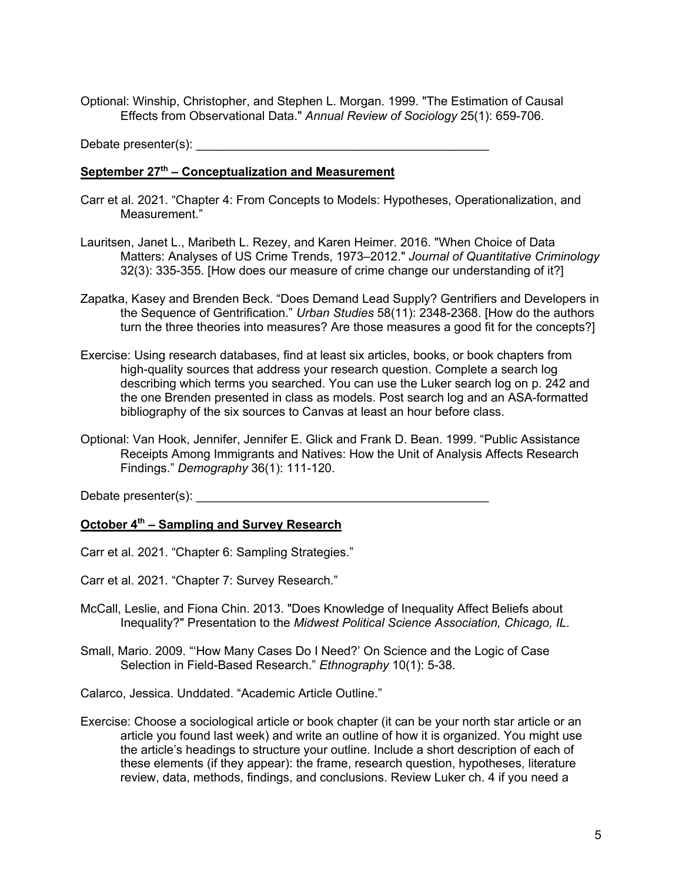Optional: Winship, Christopher, and Stephen L. Morgan. 1999. "The Estimation of Causal Effects from Observational Data." *Annual Review of Sociology* 25(1): 659-706.

Debate presenter(s): ____________________________________________

**<u>September 27th – Conceptualization and Measurement</u>**

Carr et al. 2021. "Chapter 4: From Concepts to Models: Hypotheses, Operationalization, and Measurement."

Lauritsen, Janet L., Maribeth L. Rezey, and Karen Heimer. 2016. "When Choice of Data Matters: Analyses of US Crime Trends, 1973–2012." *Journal of Quantitative Criminology* 32(3): 335-355. [How does our measure of crime change our understanding of it?]

Zapatka, Kasey and Brenden Beck. "Does Demand Lead Supply? Gentrifiers and Developers in the Sequence of Gentrification." *Urban Studies* 58(11): 2348-2368. [How do the authors turn the three theories into measures? Are those measures a good fit for the concepts?]

Exercise: Using research databases, find at least six articles, books, or book chapters from high-quality sources that address your research question. Complete a search log describing which terms you searched. You can use the Luker search log on p. 242 and the one Brenden presented in class as models. Post search log and an ASA-formatted bibliography of the six sources to Canvas at least an hour before class.

Optional: Van Hook, Jennifer, Jennifer E. Glick and Frank D. Bean. 1999. "Public Assistance Receipts Among Immigrants and Natives: How the Unit of Analysis Affects Research Findings." *Demography* 36(1): 111-120.

Debate presenter(s): ____________________________________________

**<u>October 4th – Sampling and Survey Research</u>**

Carr et al. 2021. "Chapter 6: Sampling Strategies."

Carr et al. 2021. "Chapter 7: Survey Research."

McCall, Leslie, and Fiona Chin. 2013. "Does Knowledge of Inequality Affect Beliefs about Inequality?" Presentation to the *Midwest Political Science Association, Chicago, IL*.

Small, Mario. 2009. "'How Many Cases Do I Need?' On Science and the Logic of Case Selection in Field-Based Research." *Ethnography* 10(1): 5-38.

Calarco, Jessica. Unddated. "Academic Article Outline."

Exercise: Choose a sociological article or book chapter (it can be your north star article or an article you found last week) and write an outline of how it is organized. You might use the article's headings to structure your outline. Include a short description of each of these elements (if they appear): the frame, research question, hypotheses, literature review, data, methods, findings, and conclusions. Review Luker ch. 4 if you need a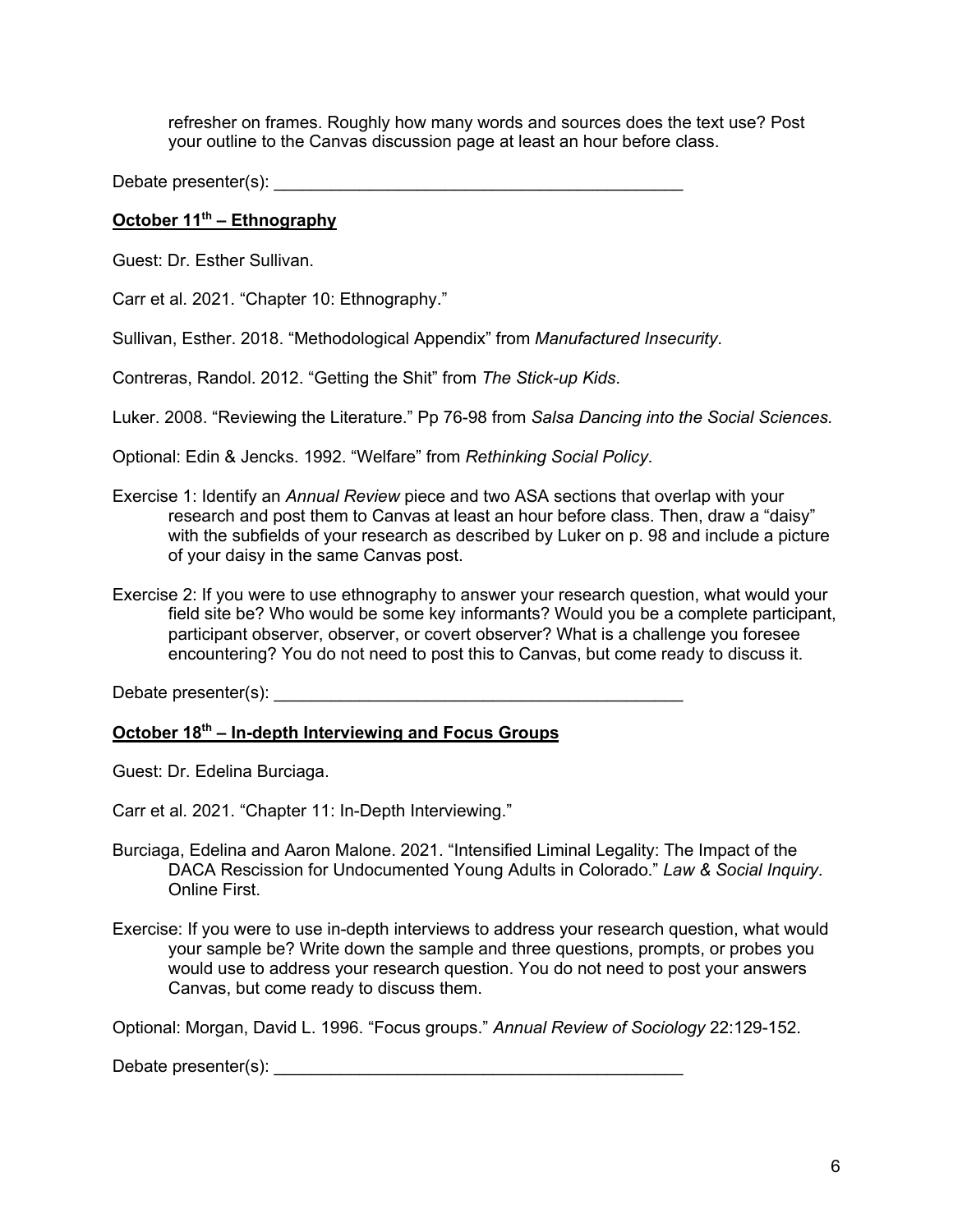refresher on frames. Roughly how many words and sources does the text use? Post your outline to the Canvas discussion page at least an hour before class.

Debate presenter(s): ____________________________________________

**<u>October 11th – Ethnography</u>**

Guest: Dr. Esther Sullivan.

Carr et al. 2021. "Chapter 10: Ethnography."

Sullivan, Esther. 2018. "Methodological Appendix" from *Manufactured Insecurity*.

Contreras, Randol. 2012. "Getting the Shit" from *The Stick-up Kids*.

Luker. 2008. "Reviewing the Literature." Pp 76-98 from *Salsa Dancing into the Social Sciences.*

Optional: Edin & Jencks. 1992. "Welfare" from *Rethinking Social Policy*.

Exercise 1: Identify an *Annual Review* piece and two ASA sections that overlap with your research and post them to Canvas at least an hour before class. Then, draw a "daisy" with the subfields of your research as described by Luker on p. 98 and include a picture of your daisy in the same Canvas post.

Exercise 2: If you were to use ethnography to answer your research question, what would your field site be? Who would be some key informants? Would you be a complete participant, participant observer, observer, or covert observer? What is a challenge you foresee encountering? You do not need to post this to Canvas, but come ready to discuss it.

Debate presenter(s): ____________________________________________

**<u>October 18th – In-depth Interviewing and Focus Groups</u>**

Guest: Dr. Edelina Burciaga.

Carr et al. 2021. "Chapter 11: In-Depth Interviewing."

Burciaga, Edelina and Aaron Malone. 2021. "Intensified Liminal Legality: The Impact of the DACA Rescission for Undocumented Young Adults in Colorado." *Law & Social Inquiry*. Online First.

Exercise: If you were to use in-depth interviews to address your research question, what would your sample be? Write down the sample and three questions, prompts, or probes you would use to address your research question. You do not need to post your answers Canvas, but come ready to discuss them.

Optional: Morgan, David L. 1996. "Focus groups." *Annual Review of Sociology* 22:129-152.

Debate presenter(s): ____________________________________________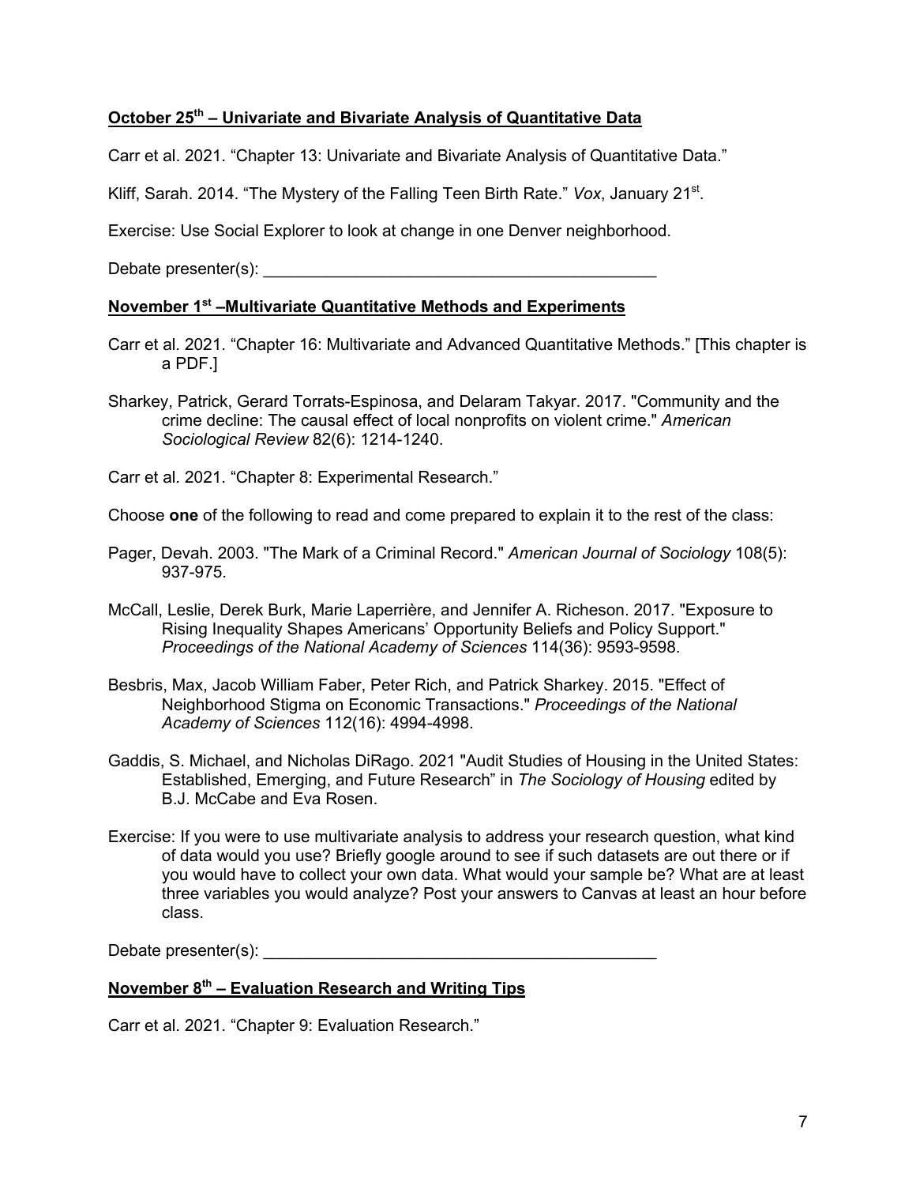**October 25th – Univariate and Bivariate Analysis of Quantitative Data**

Carr et al. 2021. "Chapter 13: Univariate and Bivariate Analysis of Quantitative Data."

Kliff, Sarah. 2014. "The Mystery of the Falling Teen Birth Rate." *Vox*, January 21st.

Exercise: Use Social Explorer to look at change in one Denver neighborhood.

Debate presenter(s): ____________________________________________

**November 1st –Multivariate Quantitative Methods and Experiments**

Carr et al. 2021. "Chapter 16: Multivariate and Advanced Quantitative Methods." [This chapter is a PDF.]

Sharkey, Patrick, Gerard Torrats-Espinosa, and Delaram Takyar. 2017. "Community and the crime decline: The causal effect of local nonprofits on violent crime." *American Sociological Review* 82(6): 1214-1240.

Carr et al. 2021. "Chapter 8: Experimental Research."

Choose **one** of the following to read and come prepared to explain it to the rest of the class:

Pager, Devah. 2003. "The Mark of a Criminal Record." *American Journal of Sociology* 108(5): 937-975.

McCall, Leslie, Derek Burk, Marie Laperrière, and Jennifer A. Richeson. 2017. "Exposure to Rising Inequality Shapes Americans' Opportunity Beliefs and Policy Support." *Proceedings of the National Academy of Sciences* 114(36): 9593-9598.

Besbris, Max, Jacob William Faber, Peter Rich, and Patrick Sharkey. 2015. "Effect of Neighborhood Stigma on Economic Transactions." *Proceedings of the National Academy of Sciences* 112(16): 4994-4998.

Gaddis, S. Michael, and Nicholas DiRago. 2021 "Audit Studies of Housing in the United States: Established, Emerging, and Future Research" in *The Sociology of Housing* edited by B.J. McCabe and Eva Rosen.

Exercise: If you were to use multivariate analysis to address your research question, what kind of data would you use? Briefly google around to see if such datasets are out there or if you would have to collect your own data. What would your sample be? What are at least three variables you would analyze? Post your answers to Canvas at least an hour before class.

Debate presenter(s): ____________________________________________

**November 8th – Evaluation Research and Writing Tips**

Carr et al. 2021. "Chapter 9: Evaluation Research."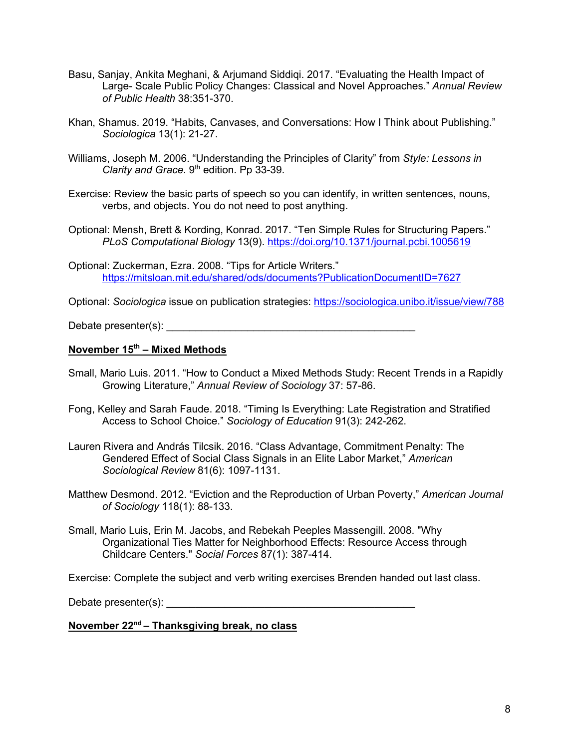Basu, Sanjay, Ankita Meghani, & Arjumand Siddiqi. 2017. "Evaluating the Health Impact of Large- Scale Public Policy Changes: Classical and Novel Approaches." *Annual Review of Public Health* 38:351-370.

Khan, Shamus. 2019. "Habits, Canvases, and Conversations: How I Think about Publishing." *Sociologica* 13(1): 21-27.

Williams, Joseph M. 2006. "Understanding the Principles of Clarity" from *Style: Lessons in Clarity and Grace*. 9th edition. Pp 33-39.

Exercise: Review the basic parts of speech so you can identify, in written sentences, nouns, verbs, and objects. You do not need to post anything.

Optional: Mensh, Brett & Kording, Konrad. 2017. "Ten Simple Rules for Structuring Papers." *PLoS Computational Biology* 13(9). https://doi.org/10.1371/journal.pcbi.1005619

Optional: Zuckerman, Ezra. 2008. "Tips for Article Writers." https://mitsloan.mit.edu/shared/ods/documents?PublicationDocumentID=7627

Optional: *Sociologica* issue on publication strategies: https://sociologica.unibo.it/issue/view/788

Debate presenter(s): ___________________________________________

**<u>November 15th – Mixed Methods</u>**

Small, Mario Luis. 2011. "How to Conduct a Mixed Methods Study: Recent Trends in a Rapidly Growing Literature," *Annual Review of Sociology* 37: 57-86.

Fong, Kelley and Sarah Faude. 2018. "Timing Is Everything: Late Registration and Stratified Access to School Choice." *Sociology of Education* 91(3): 242-262.

Lauren Rivera and András Tilcsik. 2016. "Class Advantage, Commitment Penalty: The Gendered Effect of Social Class Signals in an Elite Labor Market," *American Sociological Review* 81(6): 1097-1131.

Matthew Desmond. 2012. "Eviction and the Reproduction of Urban Poverty," *American Journal of Sociology* 118(1): 88-133.

Small, Mario Luis, Erin M. Jacobs, and Rebekah Peeples Massengill. 2008. "Why Organizational Ties Matter for Neighborhood Effects: Resource Access through Childcare Centers." *Social Forces* 87(1): 387-414.

Exercise: Complete the subject and verb writing exercises Brenden handed out last class.

Debate presenter(s): ___________________________________________

**<u>November 22nd – Thanksgiving break, no class</u>**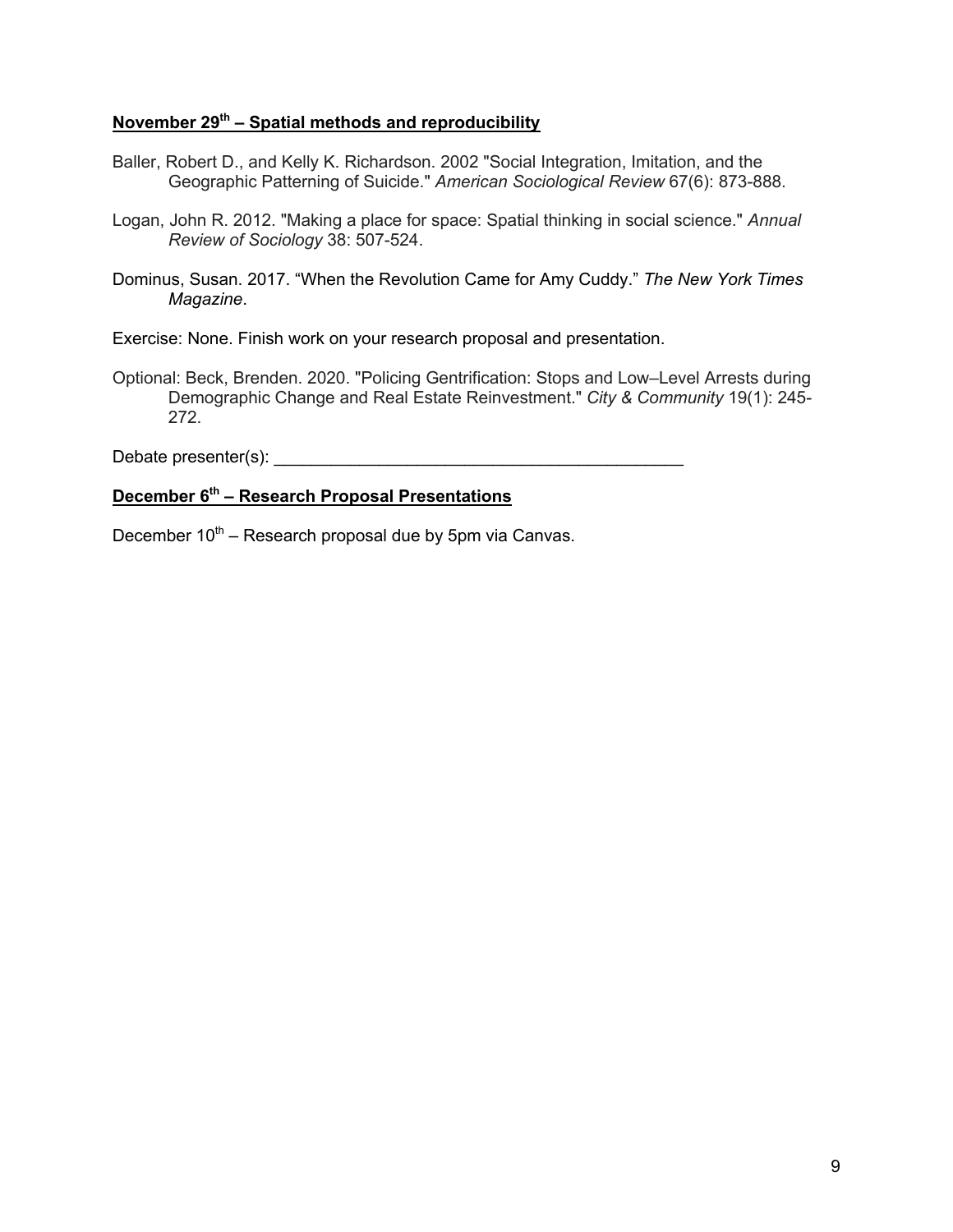**November 29th – Spatial methods and reproducibility**

Baller, Robert D., and Kelly K. Richardson. 2002 "Social Integration, Imitation, and the Geographic Patterning of Suicide." *American Sociological Review* 67(6): 873-888.

Logan, John R. 2012. "Making a place for space: Spatial thinking in social science." *Annual Review of Sociology* 38: 507-524.

Dominus, Susan. 2017. "When the Revolution Came for Amy Cuddy." *The New York Times Magazine*.

Exercise: None. Finish work on your research proposal and presentation.

Optional: Beck, Brenden. 2020. "Policing Gentrification: Stops and Low–Level Arrests during Demographic Change and Real Estate Reinvestment." *City & Community* 19(1): 245-272.

Debate presenter(s): ___________________________________________

**December 6th – Research Proposal Presentations**

December 10th – Research proposal due by 5pm via Canvas.